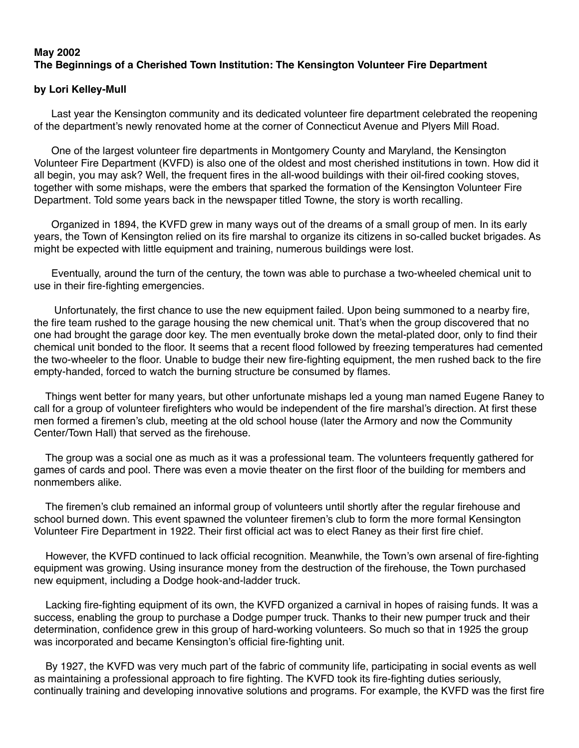**May 2002**
**The Beginnings of a Cherished Town Institution: The Kensington Volunteer Fire Department**

**by Lori Kelley-Mull**

Last year the Kensington community and its dedicated volunteer fire department celebrated the reopening of the department's newly renovated home at the corner of Connecticut Avenue and Plyers Mill Road.

One of the largest volunteer fire departments in Montgomery County and Maryland, the Kensington Volunteer Fire Department (KVFD) is also one of the oldest and most cherished institutions in town. How did it all begin, you may ask? Well, the frequent fires in the all-wood buildings with their oil-fired cooking stoves, together with some mishaps, were the embers that sparked the formation of the Kensington Volunteer Fire Department. Told some years back in the newspaper titled Towne, the story is worth recalling.

Organized in 1894, the KVFD grew in many ways out of the dreams of a small group of men. In its early years, the Town of Kensington relied on its fire marshal to organize its citizens in so-called bucket brigades. As might be expected with little equipment and training, numerous buildings were lost.

Eventually, around the turn of the century, the town was able to purchase a two-wheeled chemical unit to use in their fire-fighting emergencies.

Unfortunately, the first chance to use the new equipment failed. Upon being summoned to a nearby fire, the fire team rushed to the garage housing the new chemical unit. That's when the group discovered that no one had brought the garage door key. The men eventually broke down the metal-plated door, only to find their chemical unit bonded to the floor. It seems that a recent flood followed by freezing temperatures had cemented the two-wheeler to the floor. Unable to budge their new fire-fighting equipment, the men rushed back to the fire empty-handed, forced to watch the burning structure be consumed by flames.

Things went better for many years, but other unfortunate mishaps led a young man named Eugene Raney to call for a group of volunteer firefighters who would be independent of the fire marshal's direction. At first these men formed a firemen's club, meeting at the old school house (later the Armory and now the Community Center/Town Hall) that served as the firehouse.

The group was a social one as much as it was a professional team. The volunteers frequently gathered for games of cards and pool. There was even a movie theater on the first floor of the building for members and nonmembers alike.

The firemen's club remained an informal group of volunteers until shortly after the regular firehouse and school burned down. This event spawned the volunteer firemen's club to form the more formal Kensington Volunteer Fire Department in 1922. Their first official act was to elect Raney as their first fire chief.

However, the KVFD continued to lack official recognition. Meanwhile, the Town's own arsenal of fire-fighting equipment was growing. Using insurance money from the destruction of the firehouse, the Town purchased new equipment, including a Dodge hook-and-ladder truck.

Lacking fire-fighting equipment of its own, the KVFD organized a carnival in hopes of raising funds. It was a success, enabling the group to purchase a Dodge pumper truck. Thanks to their new pumper truck and their determination, confidence grew in this group of hard-working volunteers. So much so that in 1925 the group was incorporated and became Kensington's official fire-fighting unit.

By 1927, the KVFD was very much part of the fabric of community life, participating in social events as well as maintaining a professional approach to fire fighting. The KVFD took its fire-fighting duties seriously, continually training and developing innovative solutions and programs. For example, the KVFD was the first fire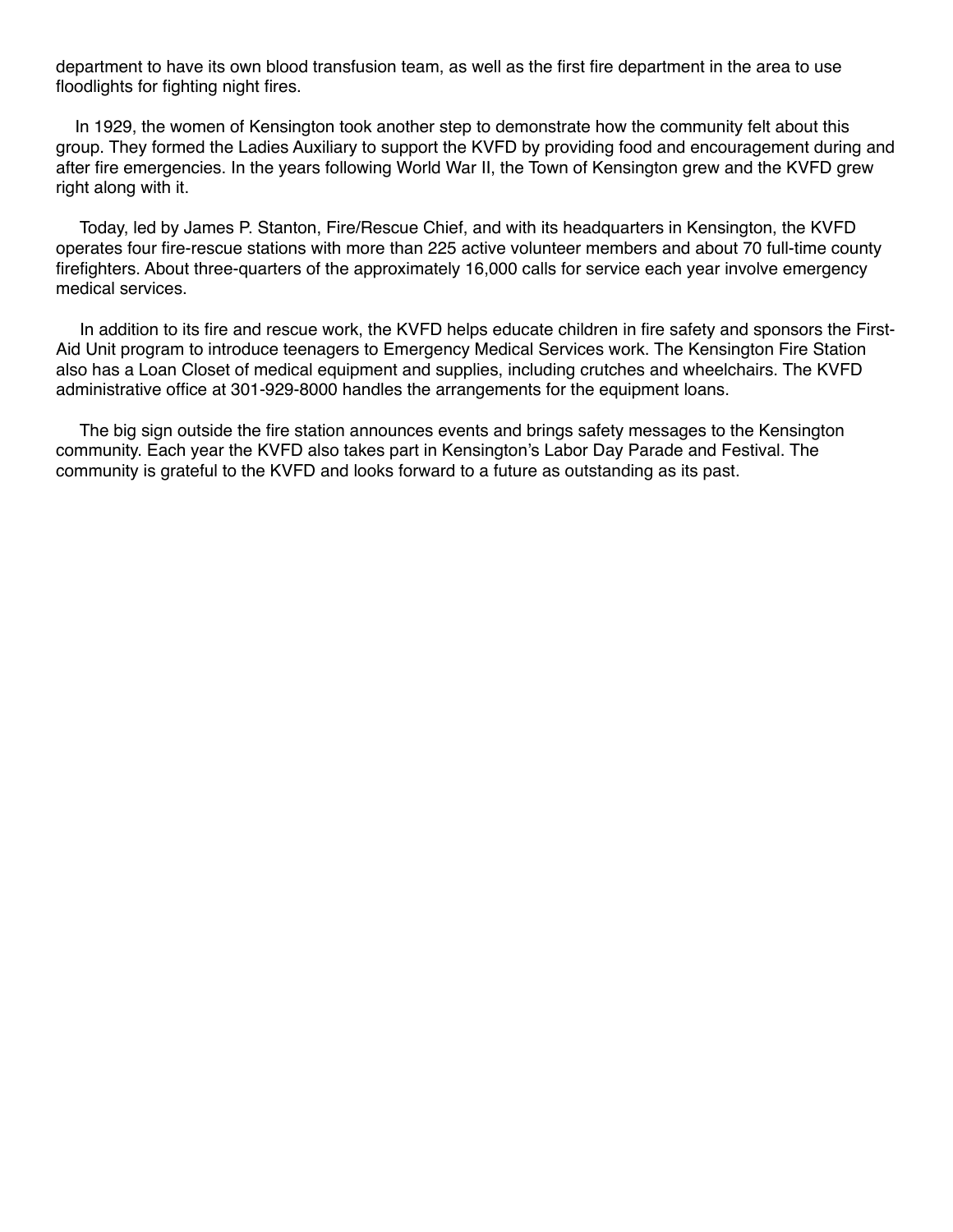department to have its own blood transfusion team, as well as the first fire department in the area to use floodlights for fighting night fires.

In 1929, the women of Kensington took another step to demonstrate how the community felt about this group. They formed the Ladies Auxiliary to support the KVFD by providing food and encouragement during and after fire emergencies. In the years following World War II, the Town of Kensington grew and the KVFD grew right along with it.

Today, led by James P. Stanton, Fire/Rescue Chief, and with its headquarters in Kensington, the KVFD operates four fire-rescue stations with more than 225 active volunteer members and about 70 full-time county firefighters. About three-quarters of the approximately 16,000 calls for service each year involve emergency medical services.

In addition to its fire and rescue work, the KVFD helps educate children in fire safety and sponsors the First-Aid Unit program to introduce teenagers to Emergency Medical Services work. The Kensington Fire Station also has a Loan Closet of medical equipment and supplies, including crutches and wheelchairs. The KVFD administrative office at 301-929-8000 handles the arrangements for the equipment loans.

The big sign outside the fire station announces events and brings safety messages to the Kensington community. Each year the KVFD also takes part in Kensington's Labor Day Parade and Festival. The community is grateful to the KVFD and looks forward to a future as outstanding as its past.